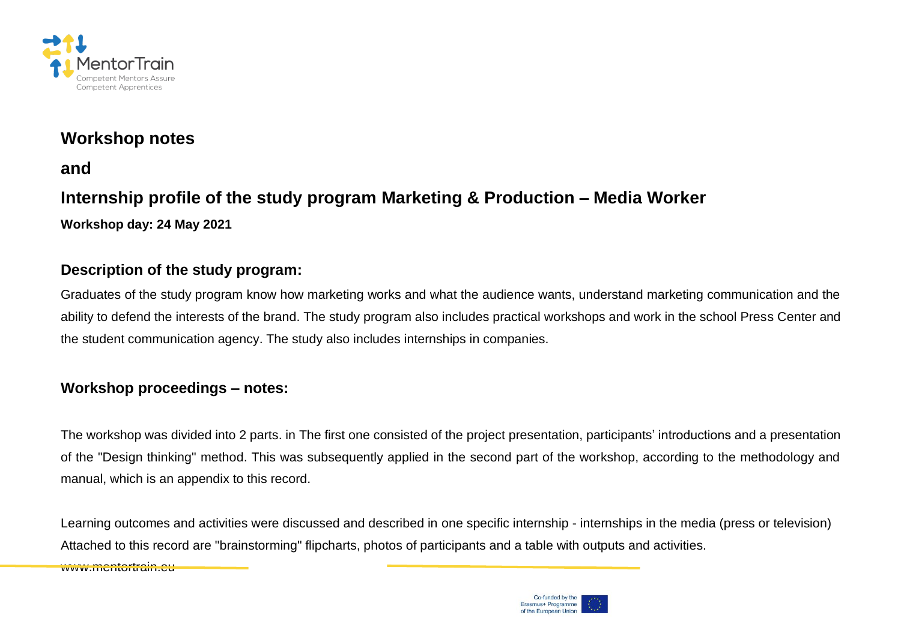## Workshop notes

## and

## Internship profile of the study program Marketing & Production – Media Worker

**Workshop day: 24 May 2021**

### Description of the study program:

Graduates of the study program know how marketing works and what the audience wants, understand marketing communication and the ability to defend the interests of the brand. The study program also includes practical workshops and work in the school Press Center and the student communication agency. The study also includes internships in companies.

### Workshop proceedings – notes:

The workshop was divided into 2 parts. in The first one consisted of the project presentation, participants' introductions and a presentation of the "Design thinking" method. This was subsequently applied in the second part of the workshop, according to the methodology and manual, which is an appendix to this record.

Learning outcomes and activities were discussed and described in one specific internship - internships in the media (press or television) Attached to this record are "brainstorming" flipcharts, photos of participants and a table with outputs and activities.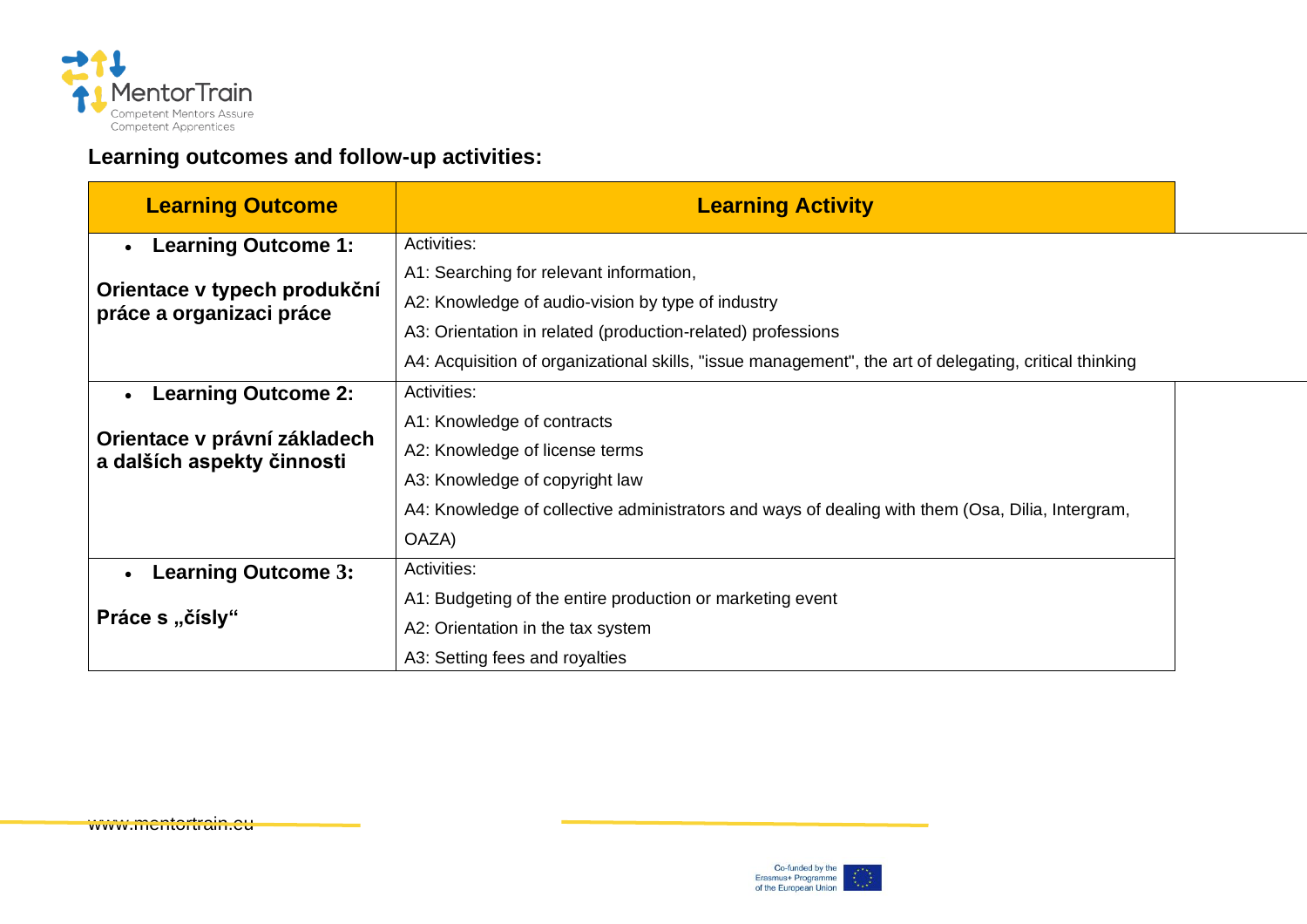**Learning outcomes and follow-up activities:**

| Learning Outcome | Learning Activity |
|---|---|
| • **Learning Outcome 1:**<br><br>**Orientace v typech produkční práce a organizaci práce** | Activities:<br>A1: Searching for relevant information,<br>A2: Knowledge of audio-vision by type of industry<br>A3: Orientation in related (production-related) professions<br>A4: Acquisition of organizational skills, "issue management", the art of delegating, critical thinking |
| • **Learning Outcome 2:**<br><br>**Orientace v právní základech a dalších aspekty činnosti** | Activities:<br>A1: Knowledge of contracts<br>A2: Knowledge of license terms<br>A3: Knowledge of copyright law<br>A4: Knowledge of collective administrators and ways of dealing with them (Osa, Dilia, Intergram, OAZA) |
| • **Learning Outcome 3:**<br><br>**Práce s „čísly"** | Activities:<br>A1: Budgeting of the entire production or marketing event<br>A2: Orientation in the tax system<br>A3: Setting fees and royalties |